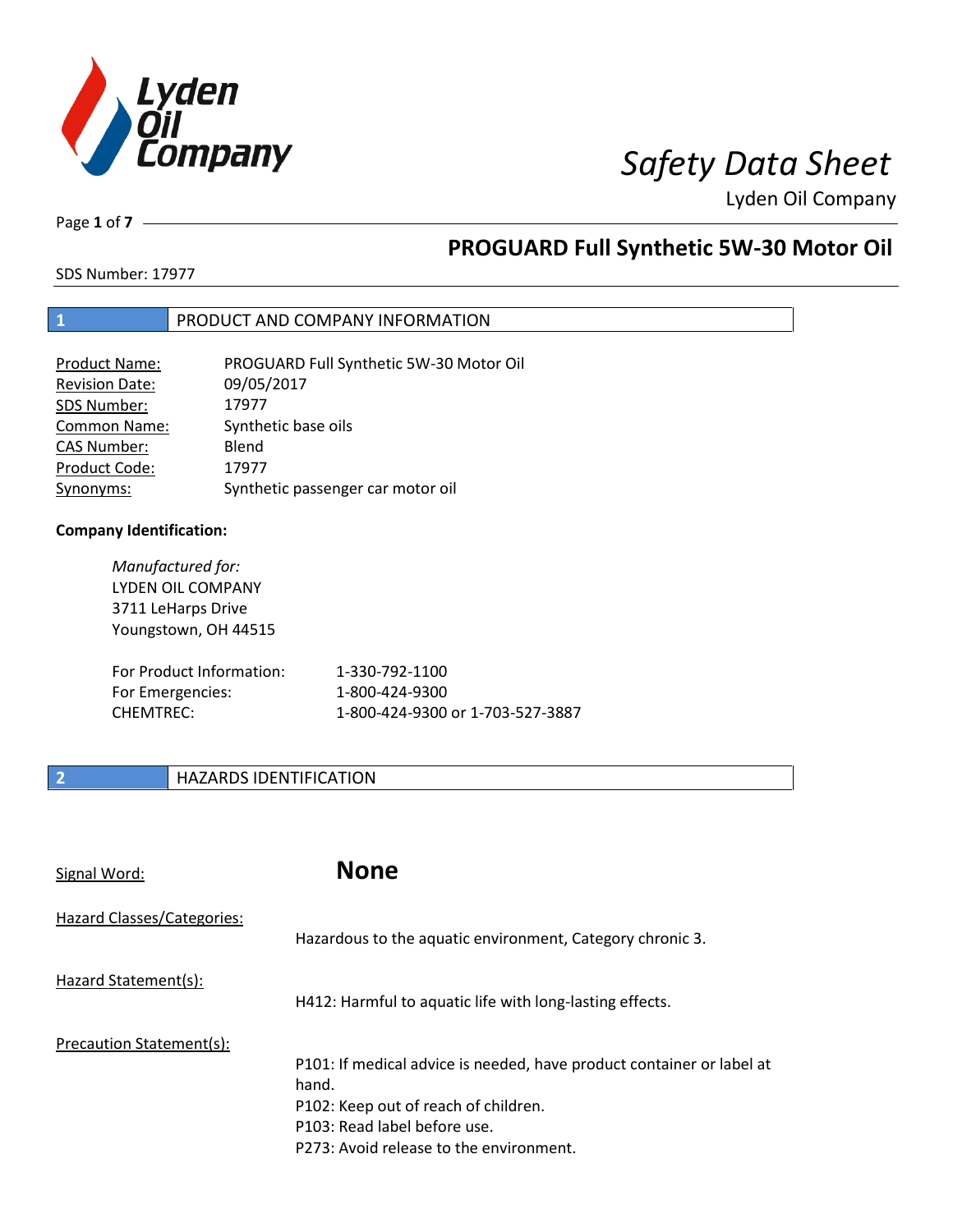# Safety Data Sheet

Lyden Oil Company

## PROGUARD Full Synthetic 5W-30 Motor Oil

SDS Number: 17977

## 1 PRODUCT AND COMPANY INFORMATION

| | |
|---|---|
| Product Name: | PROGUARD Full Synthetic 5W-30 Motor Oil |
| Revision Date: | 09/05/2017 |
| SDS Number: | 17977 |
| Common Name: | Synthetic base oils |
| CAS Number: | Blend |
| Product Code: | 17977 |
| Synonyms: | Synthetic passenger car motor oil |

**Company Identification:**

*Manufactured for:*
LYDEN OIL COMPANY
3711 LeHarps Drive
Youngstown, OH 44515

| | |
|---|---|
| For Product Information: | 1-330-792-1100 |
| For Emergencies: | 1-800-424-9300 |
| CHEMTREC: | 1-800-424-9300 or 1-703-527-3887 |

## 2 HAZARDS IDENTIFICATION

Signal Word: **None**

Hazard Classes/Categories:

Hazardous to the aquatic environment, Category chronic 3.

Hazard Statement(s):

H412: Harmful to aquatic life with long-lasting effects.

Precaution Statement(s):

P101: If medical advice is needed, have product container or label at hand.
P102: Keep out of reach of children.
P103: Read label before use.
P273: Avoid release to the environment.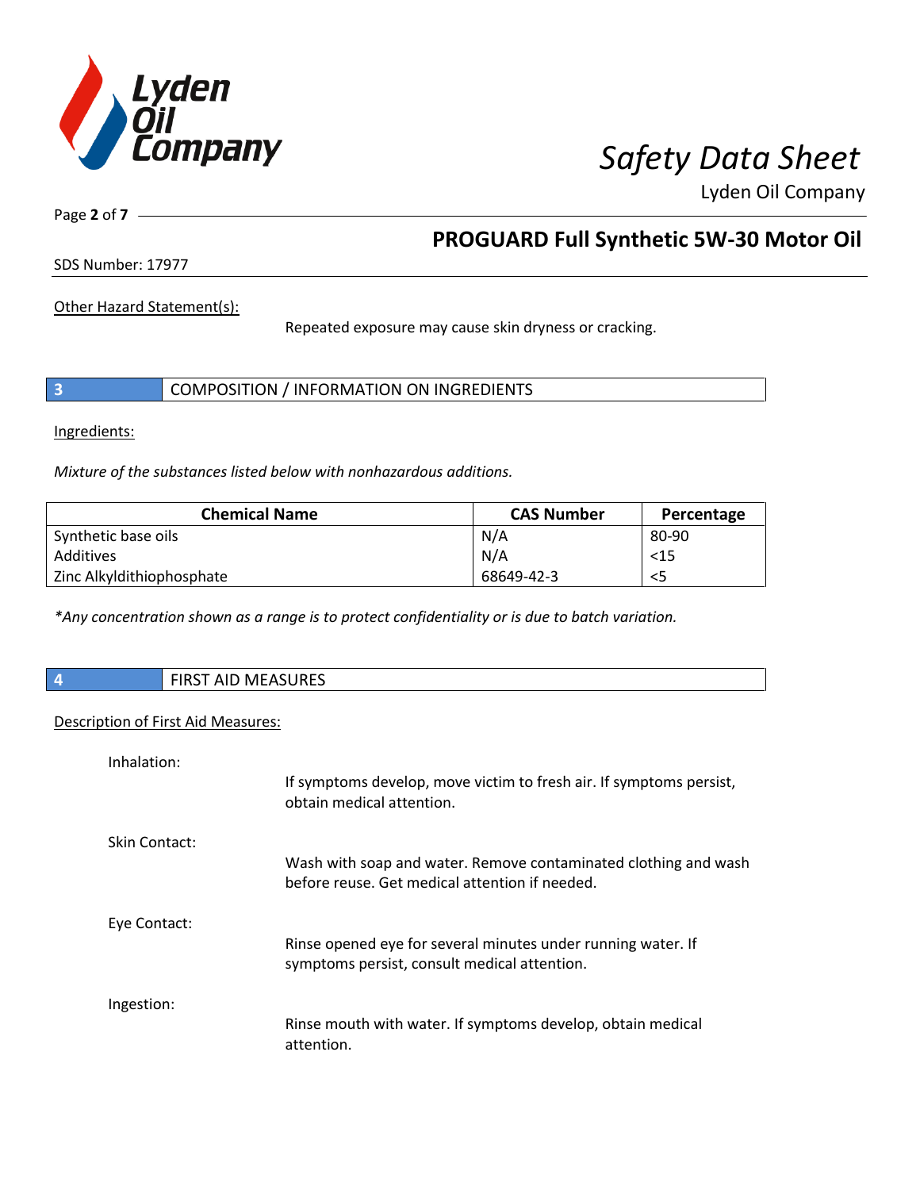Other Hazard Statement(s):

Repeated exposure may cause skin dryness or cracking.

## 3 COMPOSITION / INFORMATION ON INGREDIENTS

Ingredients:

*Mixture of the substances listed below with nonhazardous additions.*

| Chemical Name | CAS Number | Percentage |
|---|---|---|
| Synthetic base oils | N/A | 80-90 |
| Additives | N/A | <15 |
| Zinc Alkyldithiophosphate | 68649-42-3 | <5 |

*\*Any concentration shown as a range is to protect confidentiality or is due to batch variation.*

## 4 FIRST AID MEASURES

Description of First Aid Measures:

Inhalation:

If symptoms develop, move victim to fresh air. If symptoms persist, obtain medical attention.

Skin Contact:

Wash with soap and water. Remove contaminated clothing and wash before reuse. Get medical attention if needed.

Eye Contact:

Rinse opened eye for several minutes under running water. If symptoms persist, consult medical attention.

Ingestion:

Rinse mouth with water. If symptoms develop, obtain medical attention.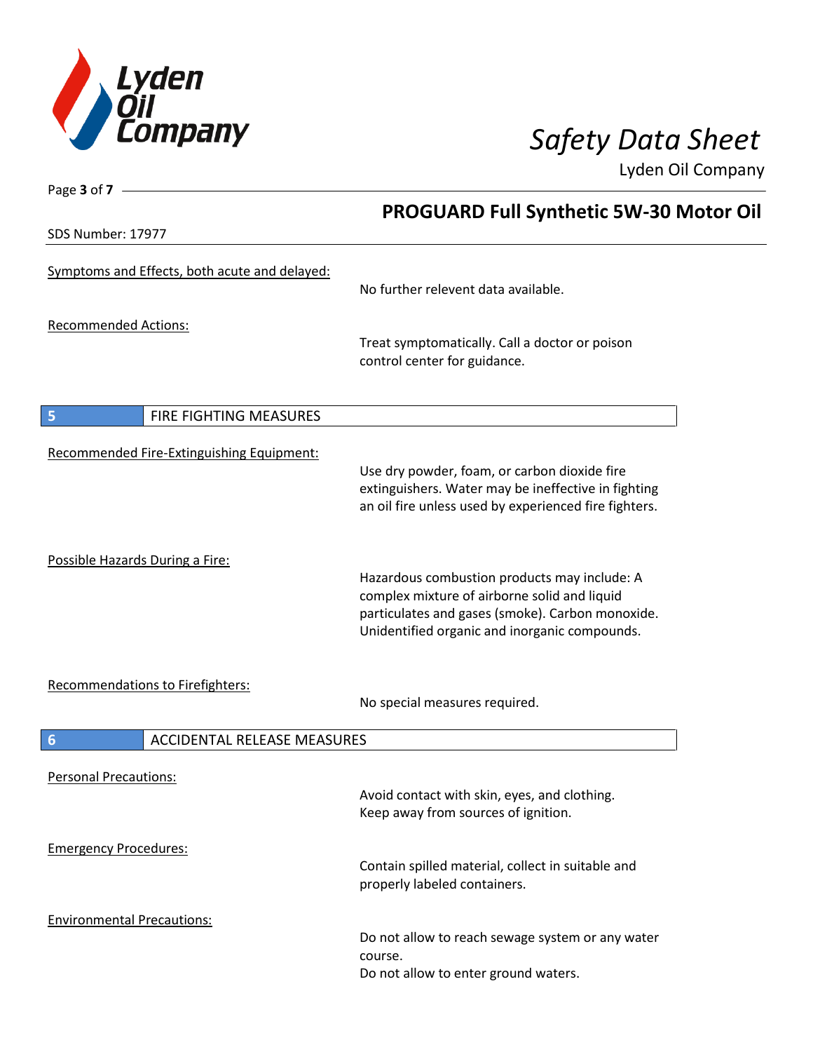Symptoms and Effects, both acute and delayed:

No further relevent data available.

Recommended Actions:

Treat symptomatically. Call a doctor or poison control center for guidance.

## 5 FIRE FIGHTING MEASURES

Recommended Fire-Extinguishing Equipment:

Use dry powder, foam, or carbon dioxide fire extinguishers. Water may be ineffective in fighting an oil fire unless used by experienced fire fighters.

Possible Hazards During a Fire:

Hazardous combustion products may include: A complex mixture of airborne solid and liquid particulates and gases (smoke). Carbon monoxide. Unidentified organic and inorganic compounds.

Recommendations to Firefighters:

No special measures required.

## 6 ACCIDENTAL RELEASE MEASURES

Personal Precautions:

Avoid contact with skin, eyes, and clothing.
Keep away from sources of ignition.

Emergency Procedures:

Contain spilled material, collect in suitable and properly labeled containers.

Environmental Precautions:

Do not allow to reach sewage system or any water course.
Do not allow to enter ground waters.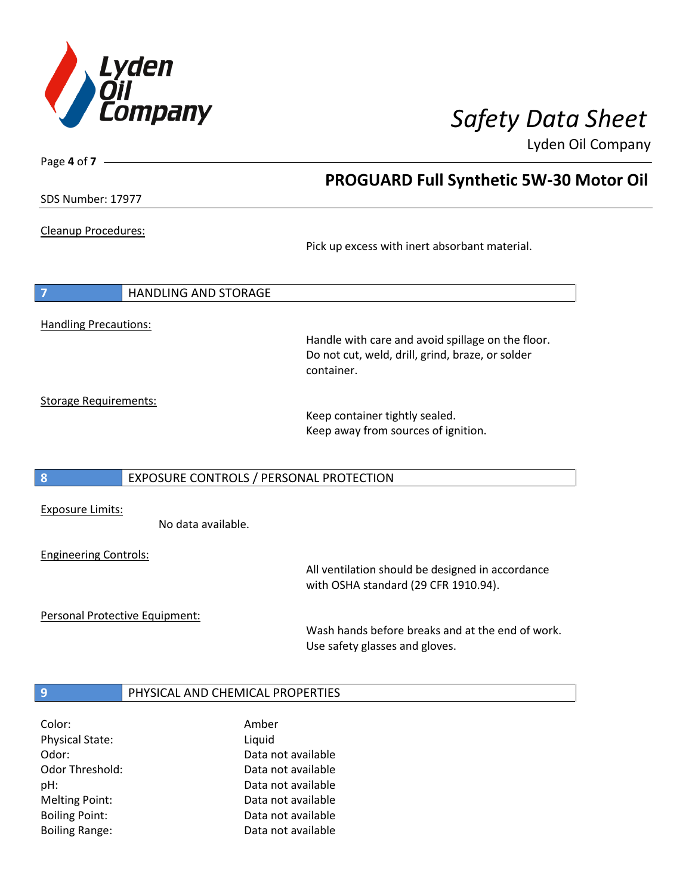Cleanup Procedures:

Pick up excess with inert absorbant material.

## 7 HANDLING AND STORAGE

Handling Precautions:

Handle with care and avoid spillage on the floor. Do not cut, weld, drill, grind, braze, or solder container.

Storage Requirements:

Keep container tightly sealed.
Keep away from sources of ignition.

## 8 EXPOSURE CONTROLS / PERSONAL PROTECTION

Exposure Limits:

No data available.

Engineering Controls:

All ventilation should be designed in accordance with OSHA standard (29 CFR 1910.94).

Personal Protective Equipment:

Wash hands before breaks and at the end of work.
Use safety glasses and gloves.

## 9 PHYSICAL AND CHEMICAL PROPERTIES

| | |
|---|---|
| Color: | Amber |
| Physical State: | Liquid |
| Odor: | Data not available |
| Odor Threshold: | Data not available |
| pH: | Data not available |
| Melting Point: | Data not available |
| Boiling Point: | Data not available |
| Boiling Range: | Data not available |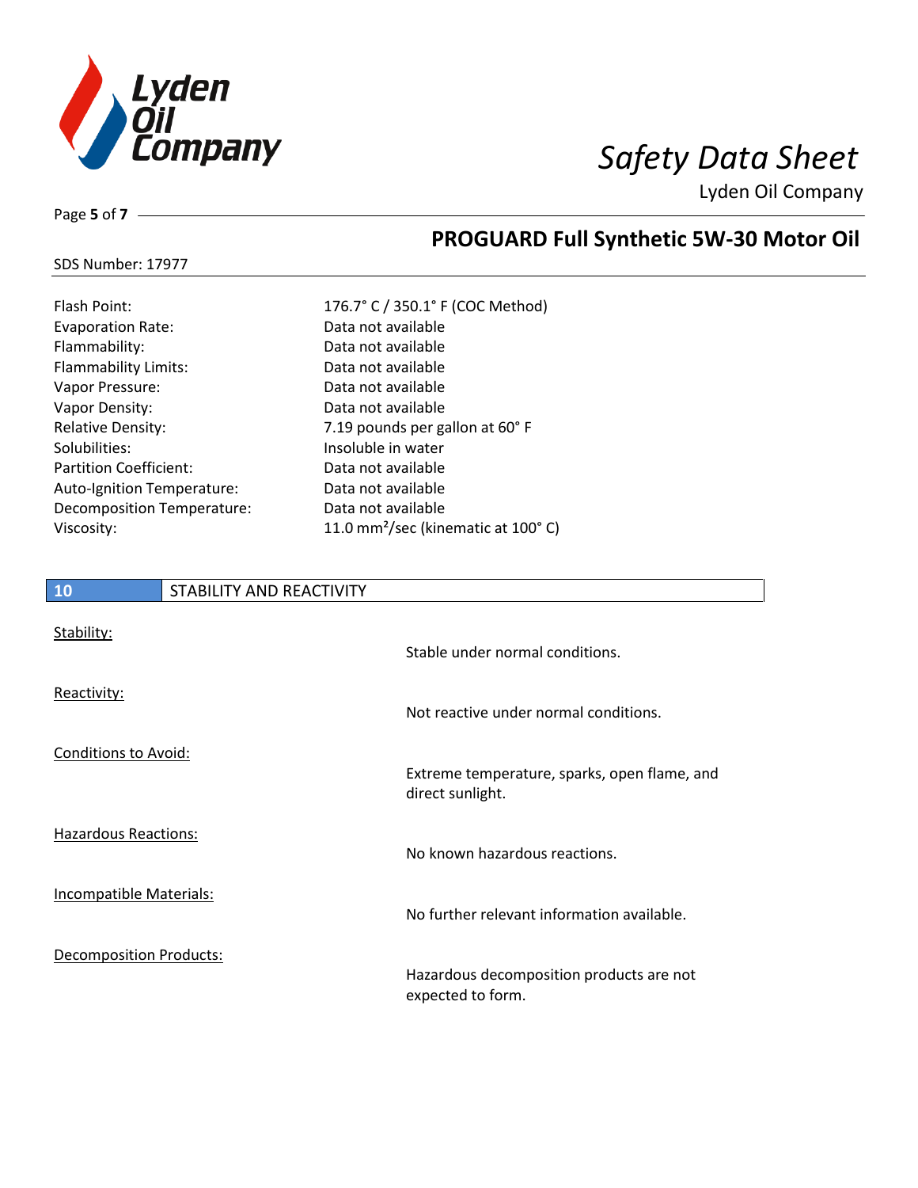| | |
|---|---|
| Flash Point: | 176.7° C / 350.1° F (COC Method) |
| Evaporation Rate: | Data not available |
| Flammability: | Data not available |
| Flammability Limits: | Data not available |
| Vapor Pressure: | Data not available |
| Vapor Density: | Data not available |
| Relative Density: | 7.19 pounds per gallon at 60° F |
| Solubilities: | Insoluble in water |
| Partition Coefficient: | Data not available |
| Auto-Ignition Temperature: | Data not available |
| Decomposition Temperature: | Data not available |
| Viscosity: | 11.0 $mm^2$/sec (kinematic at 100° C) |

## 10 STABILITY AND REACTIVITY

**Stability:**
Stable under normal conditions.

**Reactivity:**
Not reactive under normal conditions.

**Conditions to Avoid:**
Extreme temperature, sparks, open flame, and direct sunlight.

**Hazardous Reactions:**
No known hazardous reactions.

**Incompatible Materials:**
No further relevant information available.

**Decomposition Products:**
Hazardous decomposition products are not expected to form.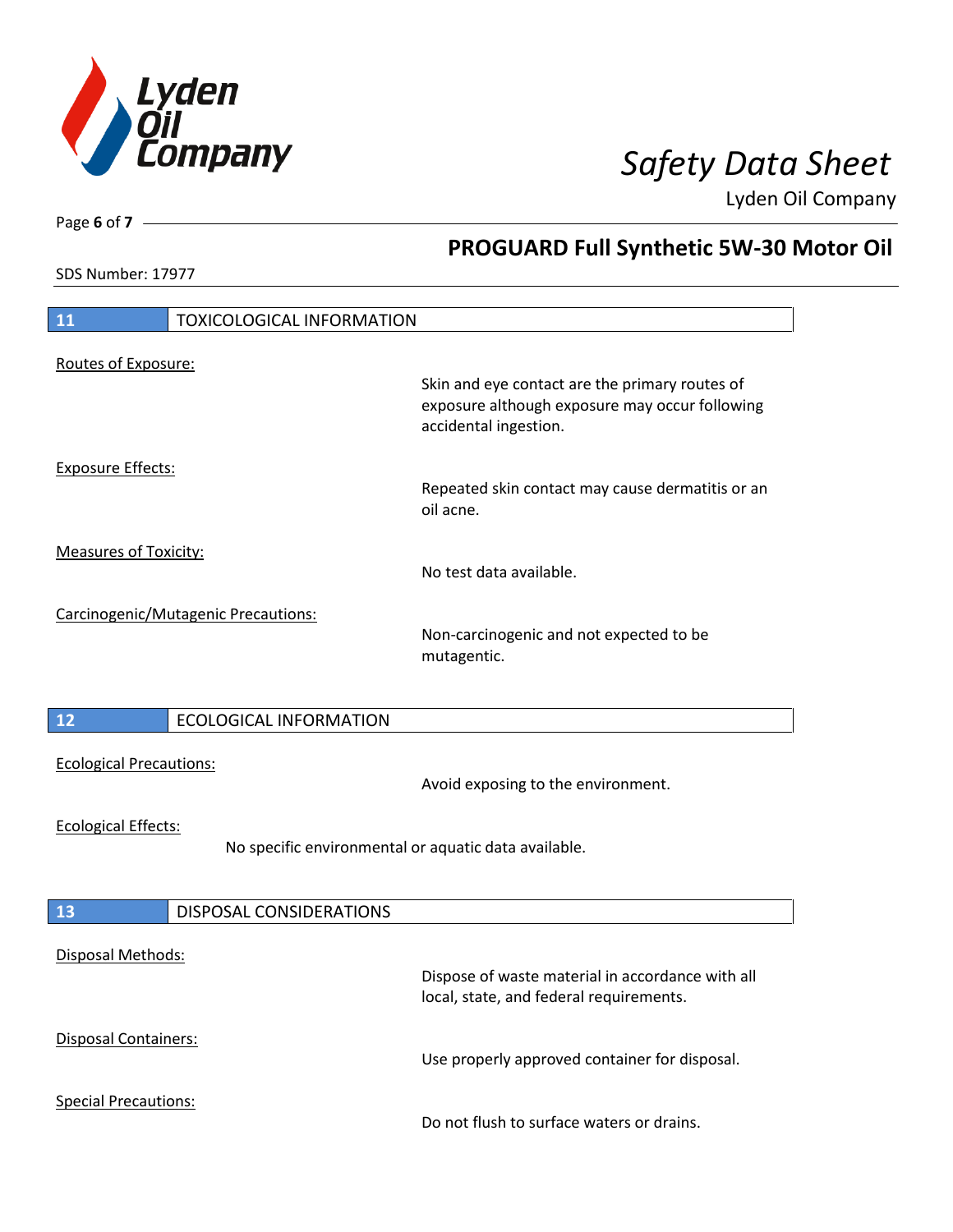## 11 TOXICOLOGICAL INFORMATION

Routes of Exposure:

Skin and eye contact are the primary routes of exposure although exposure may occur following accidental ingestion.

Exposure Effects:

Repeated skin contact may cause dermatitis or an oil acne.

Measures of Toxicity:

No test data available.

Carcinogenic/Mutagenic Precautions:

Non-carcinogenic and not expected to be mutagentic.

## 12 ECOLOGICAL INFORMATION

Ecological Precautions:

Avoid exposing to the environment.

Ecological Effects:

No specific environmental or aquatic data available.

## 13 DISPOSAL CONSIDERATIONS

Disposal Methods:

Dispose of waste material in accordance with all local, state, and federal requirements.

Disposal Containers:

Use properly approved container for disposal.

Special Precautions:

Do not flush to surface waters or drains.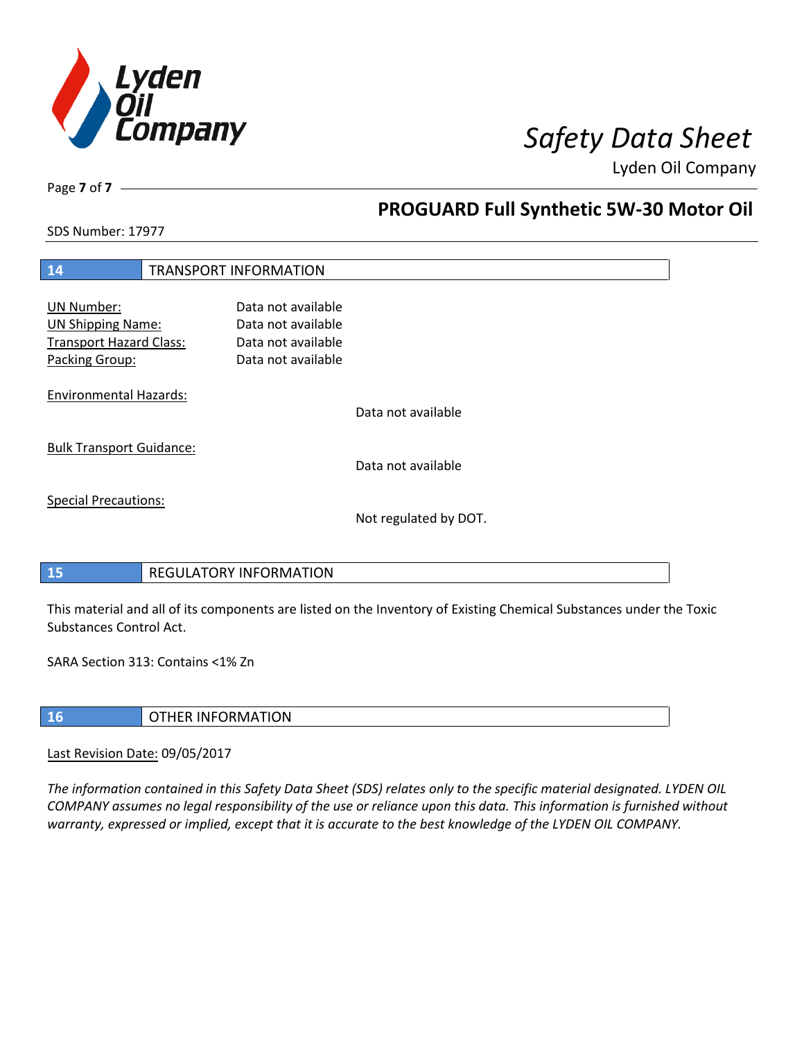## 14 TRANSPORT INFORMATION

| | |
|---|---|
| UN Number: | Data not available |
| UN Shipping Name: | Data not available |
| Transport Hazard Class: | Data not available |
| Packing Group: | Data not available |

Environmental Hazards:

Data not available

Bulk Transport Guidance:

Data not available

Special Precautions:

Not regulated by DOT.

## 15 REGULATORY INFORMATION

This material and all of its components are listed on the Inventory of Existing Chemical Substances under the Toxic Substances Control Act.

SARA Section 313: Contains <1% Zn

## 16 OTHER INFORMATION

Last Revision Date: 09/05/2017

*The information contained in this Safety Data Sheet (SDS) relates only to the specific material designated. LYDEN OIL COMPANY assumes no legal responsibility of the use or reliance upon this data. This information is furnished without warranty, expressed or implied, except that it is accurate to the best knowledge of the LYDEN OIL COMPANY.*